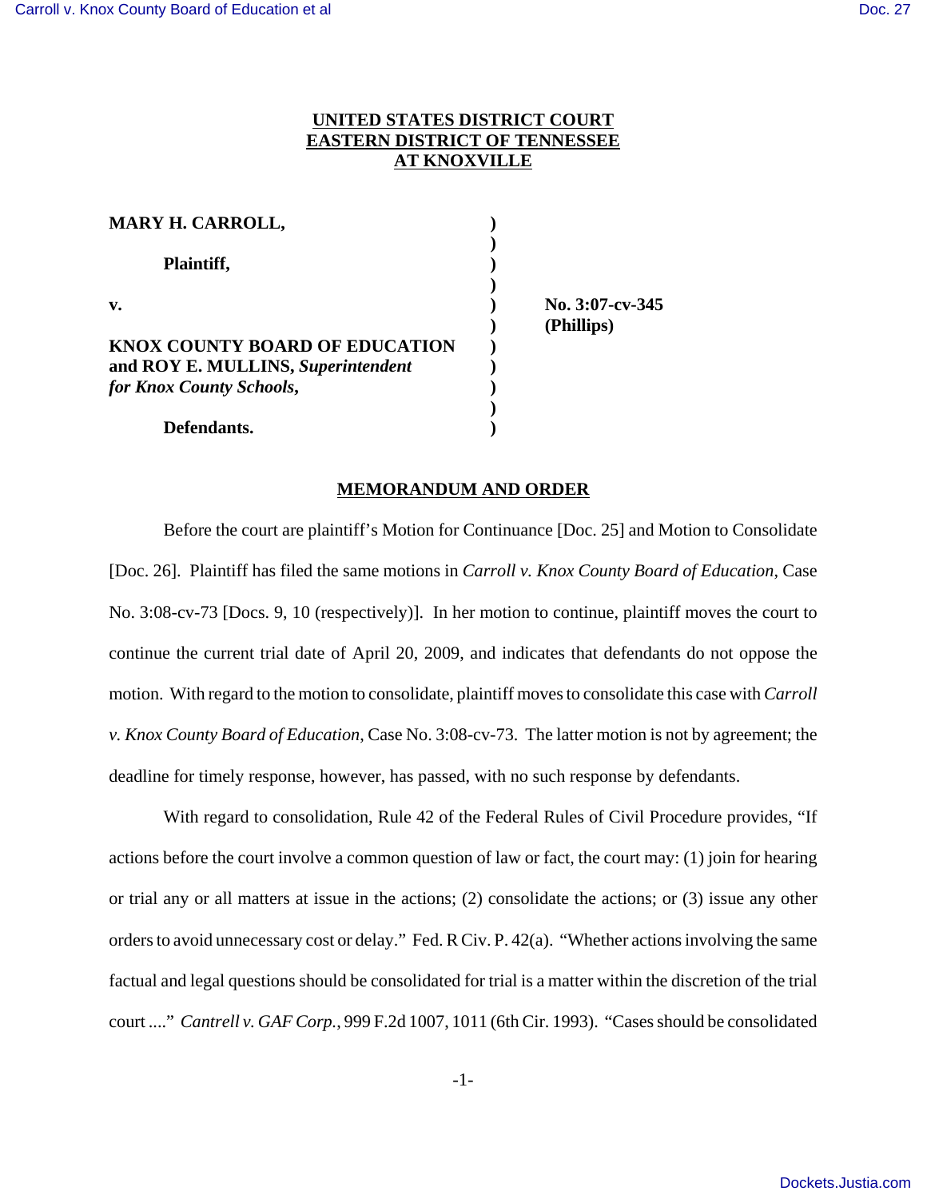**UNITED STATES DISTRICT COURT**
**EASTERN DISTRICT OF TENNESSEE**
**AT KNOXVILLE**

| | | |
|---|---|---|
| **MARY H. CARROLL,** | ) | |
| | ) | |
| **Plaintiff,** | ) | |
| | ) | |
| **v.** | ) | **No. 3:07-cv-345** |
| | ) | **(Phillips)** |
| **KNOX COUNTY BOARD OF EDUCATION and ROY E. MULLINS, *Superintendent for Knox County Schools*,** | ) | |
| | ) | |
| **Defendants.** | ) | |

**MEMORANDUM AND ORDER**

Before the court are plaintiff's Motion for Continuance [Doc. 25] and Motion to Consolidate [Doc. 26]. Plaintiff has filed the same motions in *Carroll v. Knox County Board of Education*, Case No. 3:08-cv-73 [Docs. 9, 10 (respectively)]. In her motion to continue, plaintiff moves the court to continue the current trial date of April 20, 2009, and indicates that defendants do not oppose the motion. With regard to the motion to consolidate, plaintiff moves to consolidate this case with *Carroll v. Knox County Board of Education*, Case No. 3:08-cv-73. The latter motion is not by agreement; the deadline for timely response, however, has passed, with no such response by defendants.

With regard to consolidation, Rule 42 of the Federal Rules of Civil Procedure provides, "If actions before the court involve a common question of law or fact, the court may: (1) join for hearing or trial any or all matters at issue in the actions; (2) consolidate the actions; or (3) issue any other orders to avoid unnecessary cost or delay." Fed. R Civ. P. 42(a). "Whether actions involving the same factual and legal questions should be consolidated for trial is a matter within the discretion of the trial court ...." *Cantrell v. GAF Corp.*, 999 F.2d 1007, 1011 (6th Cir. 1993). "Cases should be consolidated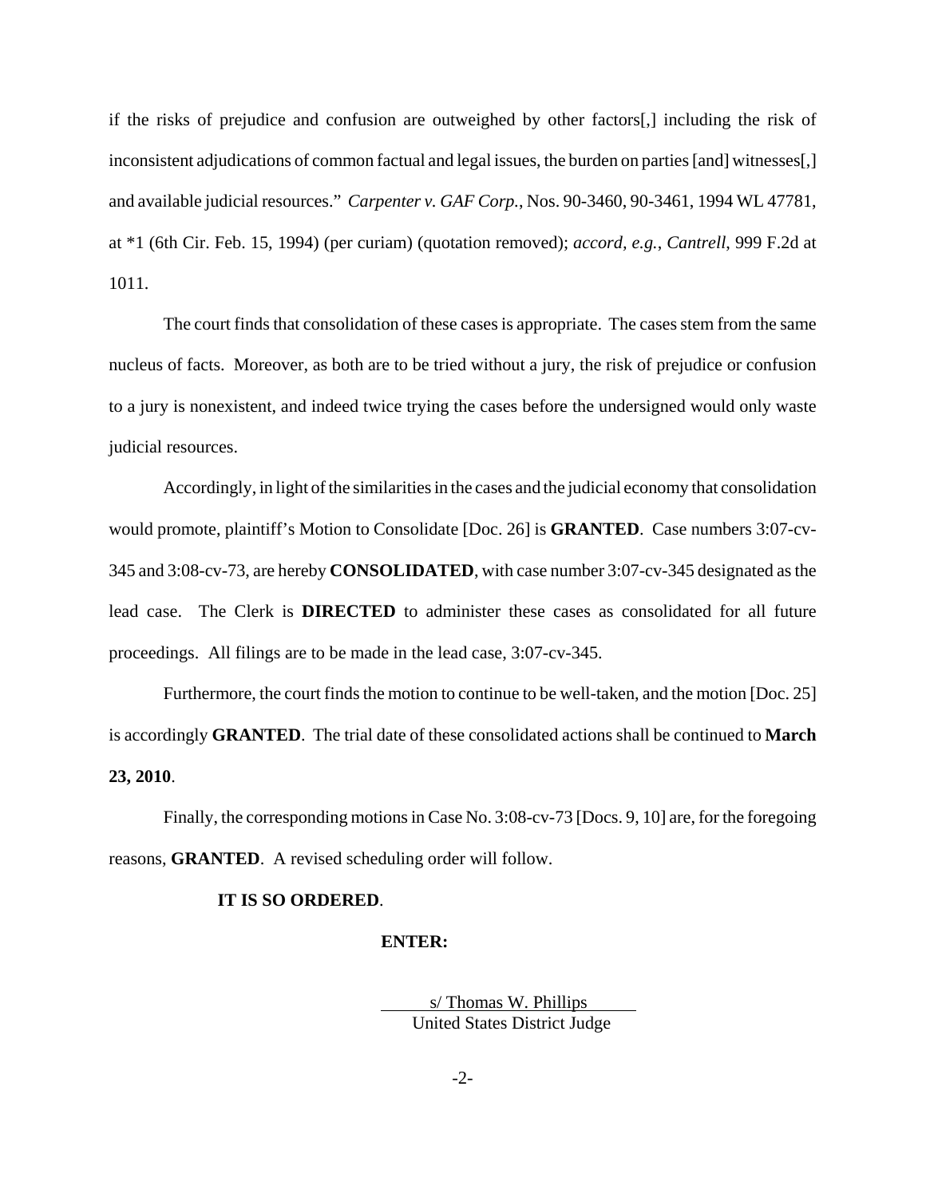if the risks of prejudice and confusion are outweighed by other factors[,] including the risk of inconsistent adjudications of common factual and legal issues, the burden on parties [and] witnesses[,] and available judicial resources." *Carpenter v. GAF Corp.*, Nos. 90-3460, 90-3461, 1994 WL 47781, at *1 (6th Cir. Feb. 15, 1994) (per curiam) (quotation removed); *accord, e.g.*, *Cantrell*, 999 F.2d at 1011.

The court finds that consolidation of these cases is appropriate. The cases stem from the same nucleus of facts. Moreover, as both are to be tried without a jury, the risk of prejudice or confusion to a jury is nonexistent, and indeed twice trying the cases before the undersigned would only waste judicial resources.

Accordingly, in light of the similarities in the cases and the judicial economy that consolidation would promote, plaintiff's Motion to Consolidate [Doc. 26] is **GRANTED**. Case numbers 3:07-cv-345 and 3:08-cv-73, are hereby **CONSOLIDATED**, with case number 3:07-cv-345 designated as the lead case. The Clerk is **DIRECTED** to administer these cases as consolidated for all future proceedings. All filings are to be made in the lead case, 3:07-cv-345.

Furthermore, the court finds the motion to continue to be well-taken, and the motion [Doc. 25] is accordingly **GRANTED**. The trial date of these consolidated actions shall be continued to **March 23, 2010**.

Finally, the corresponding motions in Case No. 3:08-cv-73 [Docs. 9, 10] are, for the foregoing reasons, **GRANTED**. A revised scheduling order will follow.

**IT IS SO ORDERED**.

**ENTER:**

s/ Thomas W. Phillips
United States District Judge